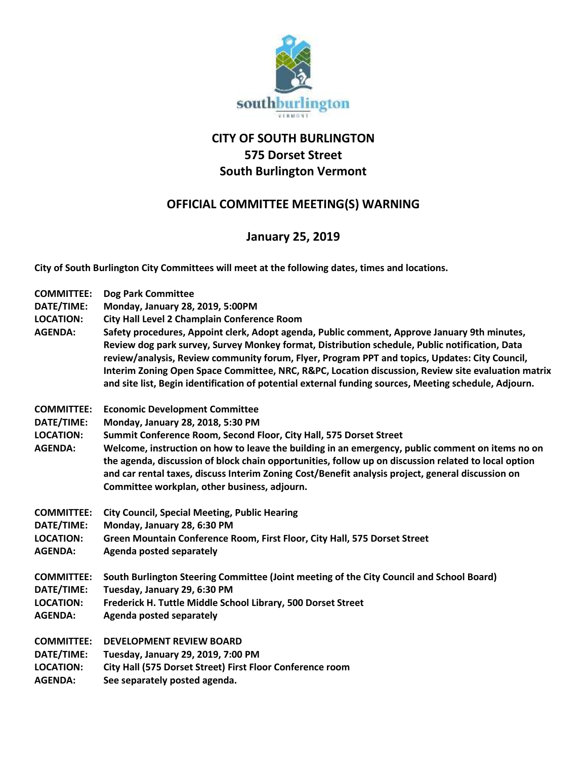# CITY OF SOUTH BURLINGTON
## 575 Dorset Street
## South Burlington Vermont

## OFFICIAL COMMITTEE MEETING(S) WARNING

## January 25, 2019

**City of South Burlington City Committees will meet at the following dates, times and locations.**

**COMMITTEE:** Dog Park Committee
**DATE/TIME:** Monday, January 28, 2019, 5:00PM
**LOCATION:** City Hall Level 2 Champlain Conference Room
**AGENDA:** Safety procedures, Appoint clerk, Adopt agenda, Public comment, Approve January 9th minutes, Review dog park survey, Survey Monkey format, Distribution schedule, Public notification, Data review/analysis, Review community forum, Flyer, Program PPT and topics, Updates: City Council, Interim Zoning Open Space Committee, NRC, R&PC, Location discussion, Review site evaluation matrix and site list, Begin identification of potential external funding sources, Meeting schedule, Adjourn.

**COMMITTEE:** Economic Development Committee
**DATE/TIME:** Monday, January 28, 2018, 5:30 PM
**LOCATION:** Summit Conference Room, Second Floor, City Hall, 575 Dorset Street
**AGENDA:** Welcome, instruction on how to leave the building in an emergency, public comment on items no on the agenda, discussion of block chain opportunities, follow up on discussion related to local option and car rental taxes, discuss Interim Zoning Cost/Benefit analysis project, general discussion on Committee workplan, other business, adjourn.

**COMMITTEE:** City Council, Special Meeting, Public Hearing
**DATE/TIME:** Monday, January 28, 6:30 PM
**LOCATION:** Green Mountain Conference Room, First Floor, City Hall, 575 Dorset Street
**AGENDA:** Agenda posted separately

**COMMITTEE:** South Burlington Steering Committee (Joint meeting of the City Council and School Board)
**DATE/TIME:** Tuesday, January 29, 6:30 PM
**LOCATION:** Frederick H. Tuttle Middle School Library, 500 Dorset Street
**AGENDA:** Agenda posted separately

**COMMITTEE:** DEVELOPMENT REVIEW BOARD
**DATE/TIME:** Tuesday, January 29, 2019, 7:00 PM
**LOCATION:** City Hall (575 Dorset Street) First Floor Conference room
**AGENDA:** See separately posted agenda.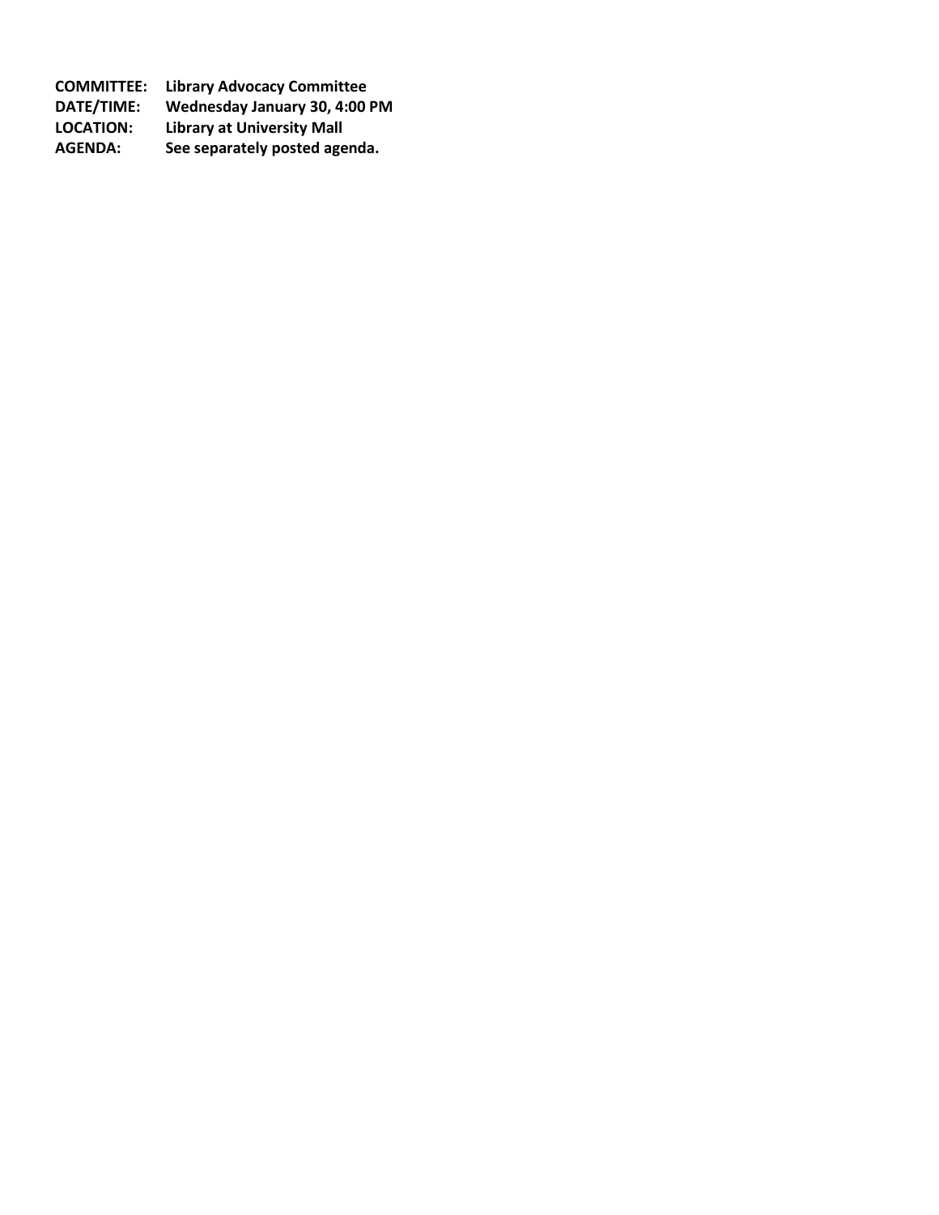**COMMITTEE:** **Library Advocacy Committee**
**DATE/TIME:** **Wednesday January 30, 4:00 PM**
**LOCATION:** **Library at University Mall**
**AGENDA:** **See separately posted agenda.**